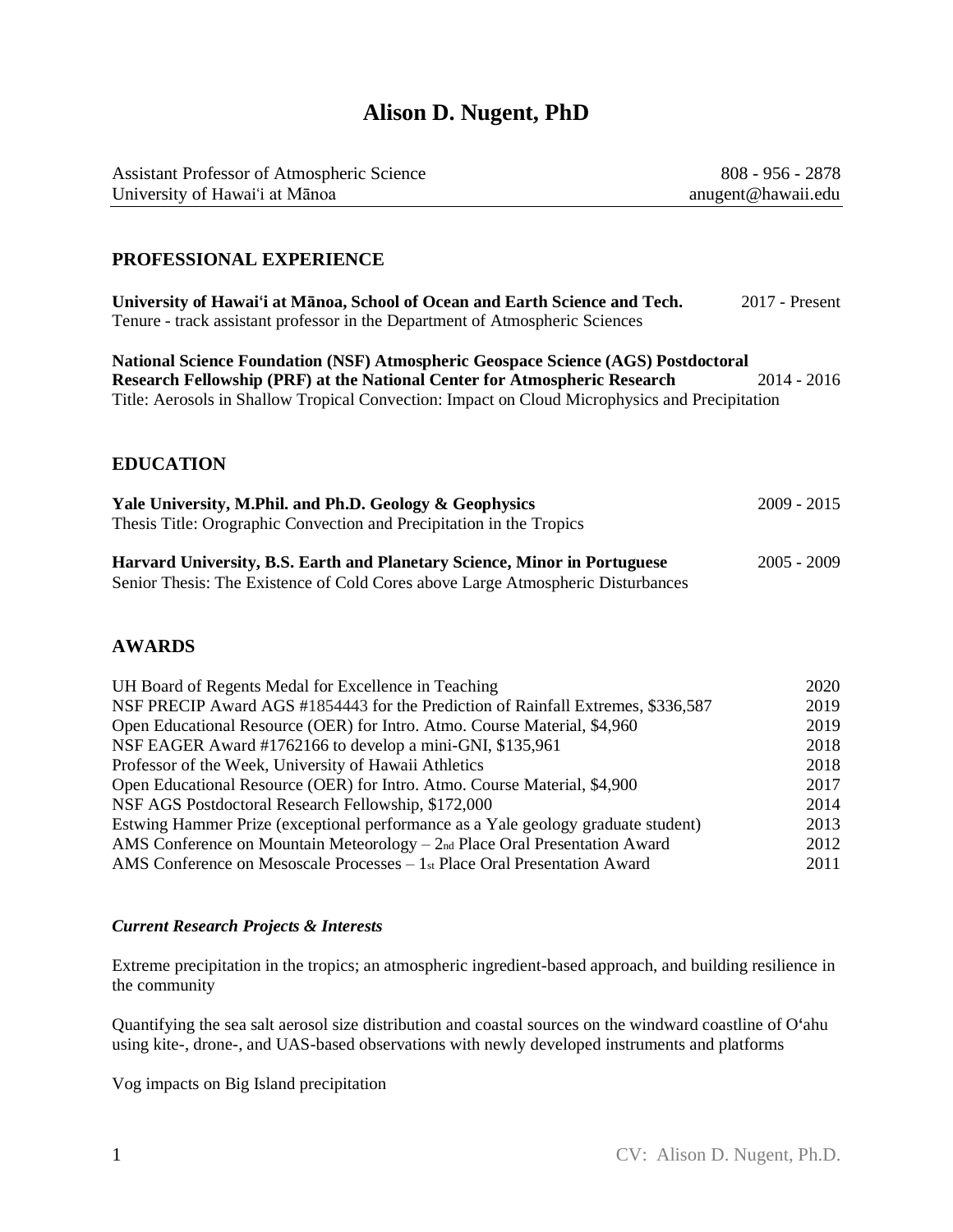# Alison D. Nugent, PhD

Assistant Professor of Atmospheric Science — 808 - 956 - 2878
University of Hawaiʻi at Mānoa — anugent@hawaii.edu

## PROFESSIONAL EXPERIENCE

**University of Hawaiʻi at Mānoa, School of Ocean and Earth Science and Tech.** — 2017 - Present
Tenure - track assistant professor in the Department of Atmospheric Sciences

**National Science Foundation (NSF) Atmospheric Geospace Science (AGS) Postdoctoral Research Fellowship (PRF) at the National Center for Atmospheric Research** — 2014 - 2016
Title: Aerosols in Shallow Tropical Convection: Impact on Cloud Microphysics and Precipitation

## EDUCATION

**Yale University, M.Phil. and Ph.D. Geology & Geophysics** — 2009 - 2015
Thesis Title: Orographic Convection and Precipitation in the Tropics

**Harvard University, B.S. Earth and Planetary Science, Minor in Portuguese** — 2005 - 2009
Senior Thesis: The Existence of Cold Cores above Large Atmospheric Disturbances

## AWARDS

| Award | Year |
|---|---|
| UH Board of Regents Medal for Excellence in Teaching | 2020 |
| NSF PRECIP Award AGS #1854443 for the Prediction of Rainfall Extremes, $336,587 | 2019 |
| Open Educational Resource (OER) for Intro. Atmo. Course Material, $4,960 | 2019 |
| NSF EAGER Award #1762166 to develop a mini-GNI, $135,961 | 2018 |
| Professor of the Week, University of Hawaii Athletics | 2018 |
| Open Educational Resource (OER) for Intro. Atmo. Course Material, $4,900 | 2017 |
| NSF AGS Postdoctoral Research Fellowship, $172,000 | 2014 |
| Estwing Hammer Prize (exceptional performance as a Yale geology graduate student) | 2013 |
| AMS Conference on Mountain Meteorology – 2nd Place Oral Presentation Award | 2012 |
| AMS Conference on Mesoscale Processes – 1st Place Oral Presentation Award | 2011 |

### *Current Research Projects & Interests*

Extreme precipitation in the tropics; an atmospheric ingredient-based approach, and building resilience in the community

Quantifying the sea salt aerosol size distribution and coastal sources on the windward coastline of Oʻahu using kite-, drone-, and UAS-based observations with newly developed instruments and platforms

Vog impacts on Big Island precipitation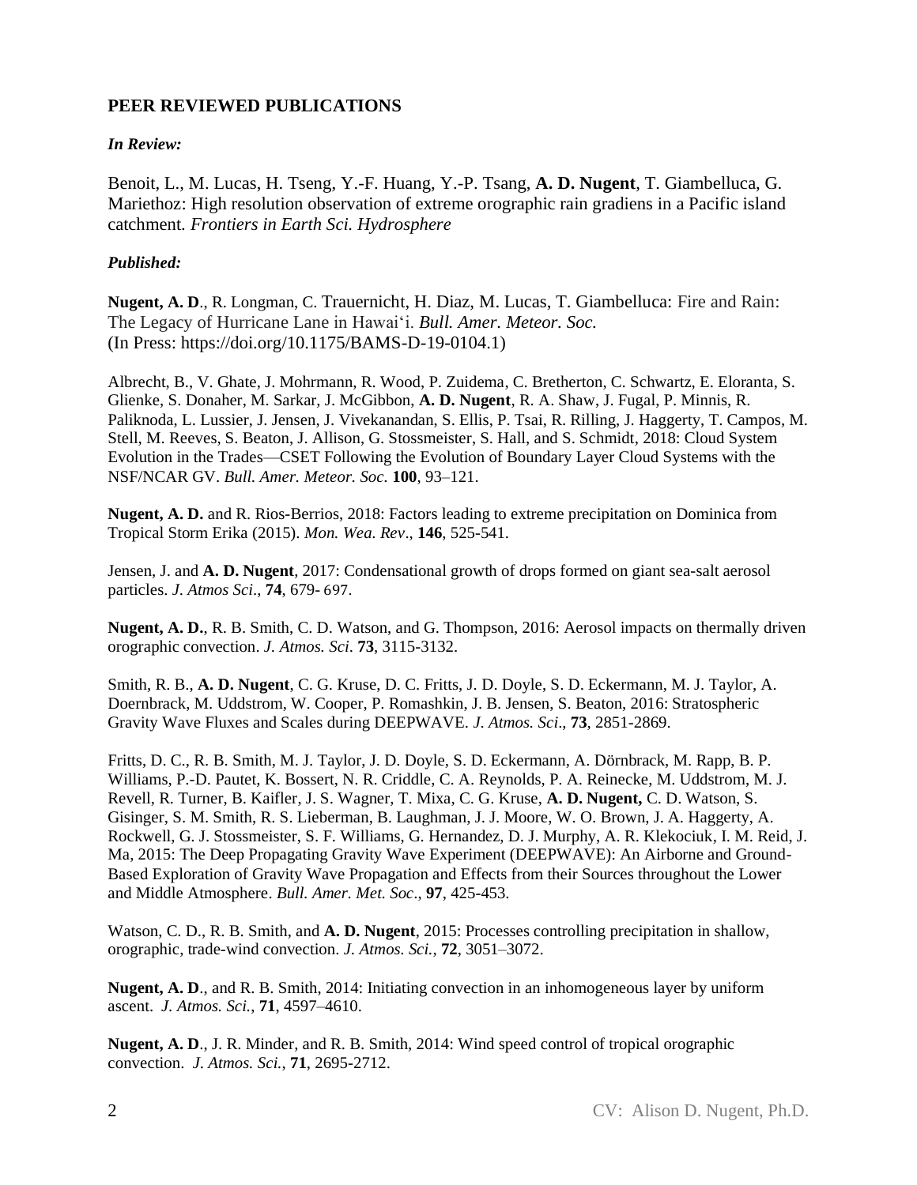## PEER REVIEWED PUBLICATIONS

***In Review:***

Benoit, L., M. Lucas, H. Tseng, Y.-F. Huang, Y.-P. Tsang, **A. D. Nugent**, T. Giambelluca, G. Mariethoz: High resolution observation of extreme orographic rain gradiens in a Pacific island catchment. *Frontiers in Earth Sci. Hydrosphere*

***Published:***

**Nugent, A. D**., R. Longman, C. Trauernicht, H. Diaz, M. Lucas, T. Giambelluca: Fire and Rain: The Legacy of Hurricane Lane in Hawaiʻi. *Bull. Amer. Meteor. Soc.* (In Press: https://doi.org/10.1175/BAMS-D-19-0104.1)

Albrecht, B., V. Ghate, J. Mohrmann, R. Wood, P. Zuidema, C. Bretherton, C. Schwartz, E. Eloranta, S. Glienke, S. Donaher, M. Sarkar, J. McGibbon, **A. D. Nugent**, R. A. Shaw, J. Fugal, P. Minnis, R. Paliknoda, L. Lussier, J. Jensen, J. Vivekanandan, S. Ellis, P. Tsai, R. Rilling, J. Haggerty, T. Campos, M. Stell, M. Reeves, S. Beaton, J. Allison, G. Stossmeister, S. Hall, and S. Schmidt, 2018: Cloud System Evolution in the Trades—CSET Following the Evolution of Boundary Layer Cloud Systems with the NSF/NCAR GV. *Bull. Amer. Meteor. Soc.* **100**, 93–121.

**Nugent, A. D.** and R. Rios-Berrios, 2018: Factors leading to extreme precipitation on Dominica from Tropical Storm Erika (2015). *Mon. Wea. Rev*., **146**, 525-541.

Jensen, J. and **A. D. Nugent**, 2017: Condensational growth of drops formed on giant sea-salt aerosol particles. *J. Atmos Sci*., **74**, 679- 697.

**Nugent, A. D.**, R. B. Smith, C. D. Watson, and G. Thompson, 2016: Aerosol impacts on thermally driven orographic convection. *J. Atmos. Sci*. **73**, 3115-3132.

Smith, R. B., **A. D. Nugent**, C. G. Kruse, D. C. Fritts, J. D. Doyle, S. D. Eckermann, M. J. Taylor, A. Doernbrack, M. Uddstrom, W. Cooper, P. Romashkin, J. B. Jensen, S. Beaton, 2016: Stratospheric Gravity Wave Fluxes and Scales during DEEPWAVE. *J. Atmos. Sci*., **73**, 2851-2869.

Fritts, D. C., R. B. Smith, M. J. Taylor, J. D. Doyle, S. D. Eckermann, A. Dörnbrack, M. Rapp, B. P. Williams, P.-D. Pautet, K. Bossert, N. R. Criddle, C. A. Reynolds, P. A. Reinecke, M. Uddstrom, M. J. Revell, R. Turner, B. Kaifler, J. S. Wagner, T. Mixa, C. G. Kruse, **A. D. Nugent,** C. D. Watson, S. Gisinger, S. M. Smith, R. S. Lieberman, B. Laughman, J. J. Moore, W. O. Brown, J. A. Haggerty, A. Rockwell, G. J. Stossmeister, S. F. Williams, G. Hernandez, D. J. Murphy, A. R. Klekociuk, I. M. Reid, J. Ma, 2015: The Deep Propagating Gravity Wave Experiment (DEEPWAVE): An Airborne and Ground-Based Exploration of Gravity Wave Propagation and Effects from their Sources throughout the Lower and Middle Atmosphere. *Bull. Amer. Met. Soc*., **97**, 425-453.

Watson, C. D., R. B. Smith, and **A. D. Nugent**, 2015: Processes controlling precipitation in shallow, orographic, trade-wind convection. *J. Atmos. Sci.*, **72**, 3051–3072.

**Nugent, A. D**., and R. B. Smith, 2014: Initiating convection in an inhomogeneous layer by uniform ascent. *J. Atmos. Sci.*, **71**, 4597–4610.

**Nugent, A. D**., J. R. Minder, and R. B. Smith, 2014: Wind speed control of tropical orographic convection. *J. Atmos. Sci.*, **71**, 2695-2712.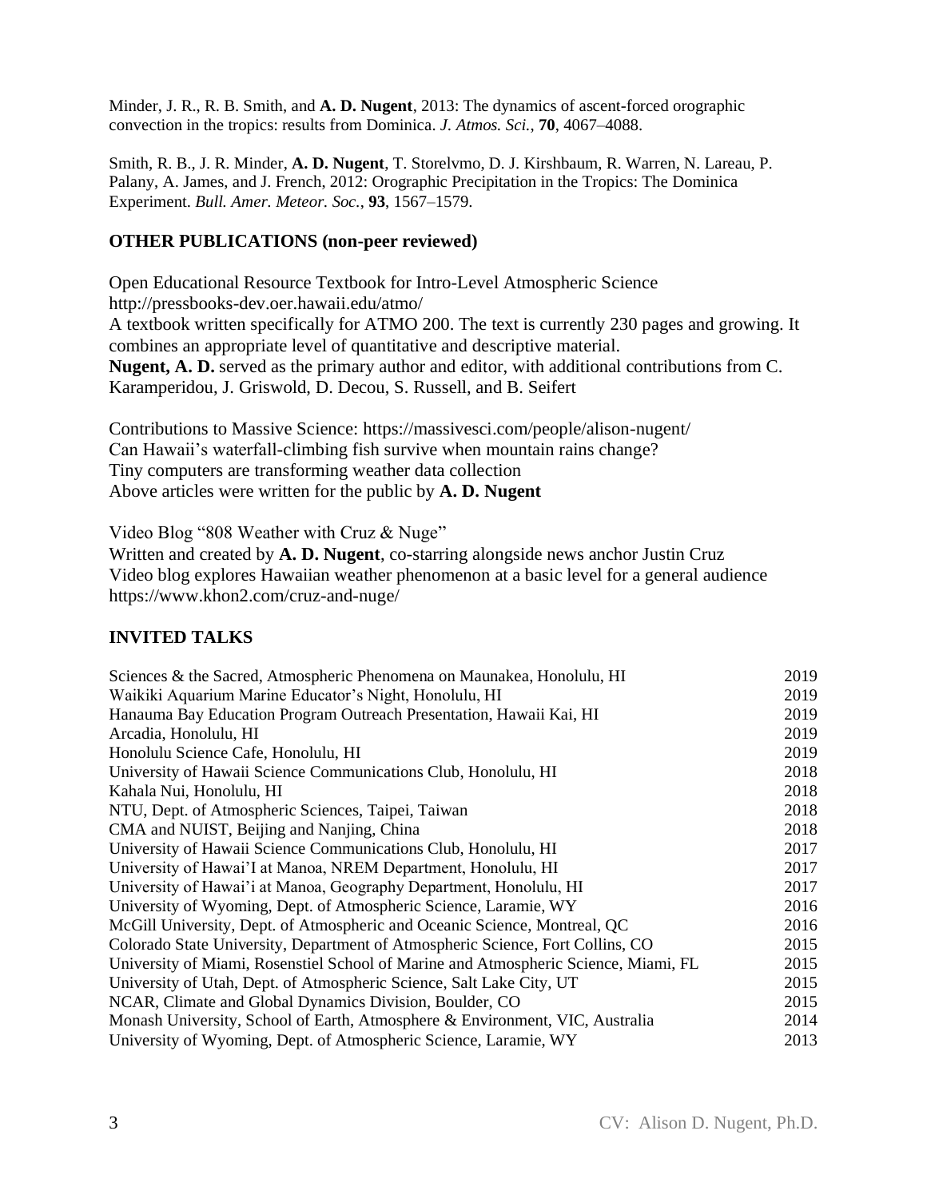Minder, J. R., R. B. Smith, and **A. D. Nugent**, 2013: The dynamics of ascent-forced orographic convection in the tropics: results from Dominica. *J. Atmos. Sci.*, **70**, 4067–4088.

Smith, R. B., J. R. Minder, **A. D. Nugent**, T. Storelvmo, D. J. Kirshbaum, R. Warren, N. Lareau, P. Palany, A. James, and J. French, 2012: Orographic Precipitation in the Tropics: The Dominica Experiment. *Bull. Amer. Meteor. Soc.*, **93**, 1567–1579.

## OTHER PUBLICATIONS (non-peer reviewed)

Open Educational Resource Textbook for Intro-Level Atmospheric Science
http://pressbooks-dev.oer.hawaii.edu/atmo/
A textbook written specifically for ATMO 200. The text is currently 230 pages and growing. It combines an appropriate level of quantitative and descriptive material.
**Nugent, A. D.** served as the primary author and editor, with additional contributions from C. Karamperidou, J. Griswold, D. Decou, S. Russell, and B. Seifert

Contributions to Massive Science: https://massivesci.com/people/alison-nugent/
Can Hawaii's waterfall-climbing fish survive when mountain rains change?
Tiny computers are transforming weather data collection
Above articles were written for the public by **A. D. Nugent**

Video Blog "808 Weather with Cruz & Nuge"
Written and created by **A. D. Nugent**, co-starring alongside news anchor Justin Cruz
Video blog explores Hawaiian weather phenomenon at a basic level for a general audience
https://www.khon2.com/cruz-and-nuge/

## INVITED TALKS

| | |
|---|---|
| Sciences & the Sacred, Atmospheric Phenomena on Maunakea, Honolulu, HI | 2019 |
| Waikiki Aquarium Marine Educator's Night, Honolulu, HI | 2019 |
| Hanauma Bay Education Program Outreach Presentation, Hawaii Kai, HI | 2019 |
| Arcadia, Honolulu, HI | 2019 |
| Honolulu Science Cafe, Honolulu, HI | 2019 |
| University of Hawaii Science Communications Club, Honolulu, HI | 2018 |
| Kahala Nui, Honolulu, HI | 2018 |
| NTU, Dept. of Atmospheric Sciences, Taipei, Taiwan | 2018 |
| CMA and NUIST, Beijing and Nanjing, China | 2018 |
| University of Hawaii Science Communications Club, Honolulu, HI | 2017 |
| University of Hawai'I at Manoa, NREM Department, Honolulu, HI | 2017 |
| University of Hawai'i at Manoa, Geography Department, Honolulu, HI | 2017 |
| University of Wyoming, Dept. of Atmospheric Science, Laramie, WY | 2016 |
| McGill University, Dept. of Atmospheric and Oceanic Science, Montreal, QC | 2016 |
| Colorado State University, Department of Atmospheric Science, Fort Collins, CO | 2015 |
| University of Miami, Rosenstiel School of Marine and Atmospheric Science, Miami, FL | 2015 |
| University of Utah, Dept. of Atmospheric Science, Salt Lake City, UT | 2015 |
| NCAR, Climate and Global Dynamics Division, Boulder, CO | 2015 |
| Monash University, School of Earth, Atmosphere & Environment, VIC, Australia | 2014 |
| University of Wyoming, Dept. of Atmospheric Science, Laramie, WY | 2013 |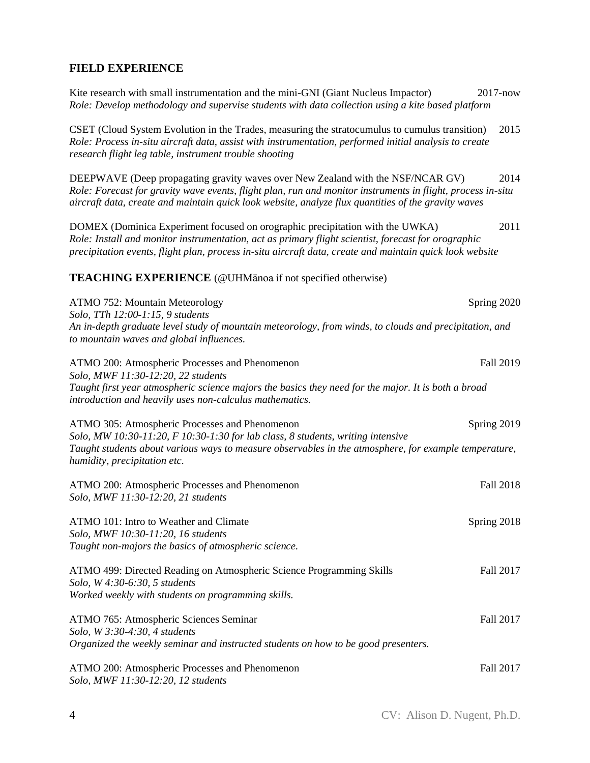## FIELD EXPERIENCE

Kite research with small instrumentation and the mini-GNI (Giant Nucleus Impactor) 2017-now
*Role: Develop methodology and supervise students with data collection using a kite based platform*

CSET (Cloud System Evolution in the Trades, measuring the stratocumulus to cumulus transition) 2015
*Role: Process in-situ aircraft data, assist with instrumentation, performed initial analysis to create research flight leg table, instrument trouble shooting*

DEEPWAVE (Deep propagating gravity waves over New Zealand with the NSF/NCAR GV) 2014
*Role: Forecast for gravity wave events, flight plan, run and monitor instruments in flight, process in-situ aircraft data, create and maintain quick look website, analyze flux quantities of the gravity waves*

DOMEX (Dominica Experiment focused on orographic precipitation with the UWKA) 2011
*Role: Install and monitor instrumentation, act as primary flight scientist, forecast for orographic precipitation events, flight plan, process in-situ aircraft data, create and maintain quick look website*

## TEACHING EXPERIENCE (@UHMānoa if not specified otherwise)

ATMO 752: Mountain Meteorology Spring 2020
*Solo, TTh 12:00-1:15, 9 students*
*An in-depth graduate level study of mountain meteorology, from winds, to clouds and precipitation, and to mountain waves and global influences.*

ATMO 200: Atmospheric Processes and Phenomenon Fall 2019
*Solo, MWF 11:30-12:20, 22 students*
*Taught first year atmospheric science majors the basics they need for the major. It is both a broad introduction and heavily uses non-calculus mathematics.*

ATMO 305: Atmospheric Processes and Phenomenon Spring 2019
*Solo, MW 10:30-11:20, F 10:30-1:30 for lab class, 8 students, writing intensive*
*Taught students about various ways to measure observables in the atmosphere, for example temperature, humidity, precipitation etc.*

ATMO 200: Atmospheric Processes and Phenomenon Fall 2018
*Solo, MWF 11:30-12:20, 21 students*

ATMO 101: Intro to Weather and Climate Spring 2018
*Solo, MWF 10:30-11:20, 16 students*
*Taught non-majors the basics of atmospheric science.*

ATMO 499: Directed Reading on Atmospheric Science Programming Skills Fall 2017
*Solo, W 4:30-6:30, 5 students*
*Worked weekly with students on programming skills.*

ATMO 765: Atmospheric Sciences Seminar Fall 2017
*Solo, W 3:30-4:30, 4 students*
*Organized the weekly seminar and instructed students on how to be good presenters.*

ATMO 200: Atmospheric Processes and Phenomenon Fall 2017
*Solo, MWF 11:30-12:20, 12 students*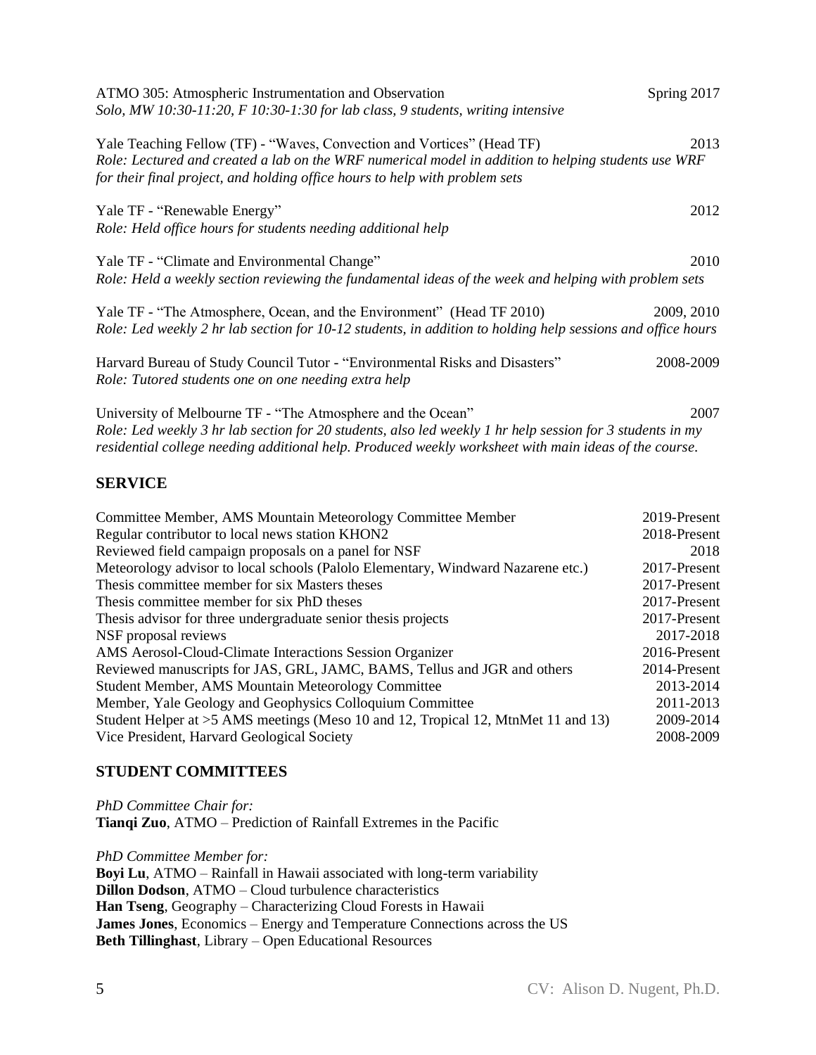ATMO 305: Atmospheric Instrumentation and Observation — Spring 2017
*Solo, MW 10:30-11:20, F 10:30-1:30 for lab class, 9 students, writing intensive*

Yale Teaching Fellow (TF) - "Waves, Convection and Vortices" (Head TF) — 2013
*Role: Lectured and created a lab on the WRF numerical model in addition to helping students use WRF for their final project, and holding office hours to help with problem sets*

Yale TF - "Renewable Energy" — 2012
*Role: Held office hours for students needing additional help*

Yale TF - "Climate and Environmental Change" — 2010
*Role: Held a weekly section reviewing the fundamental ideas of the week and helping with problem sets*

Yale TF - "The Atmosphere, Ocean, and the Environment" (Head TF 2010) — 2009, 2010
*Role: Led weekly 2 hr lab section for 10-12 students, in addition to holding help sessions and office hours*

Harvard Bureau of Study Council Tutor - "Environmental Risks and Disasters" — 2008-2009
*Role: Tutored students one on one needing extra help*

University of Melbourne TF - "The Atmosphere and the Ocean" — 2007
*Role: Led weekly 3 hr lab section for 20 students, also led weekly 1 hr help session for 3 students in my residential college needing additional help. Produced weekly worksheet with main ideas of the course.*

## SERVICE

| | |
|---|---|
| Committee Member, AMS Mountain Meteorology Committee Member | 2019-Present |
| Regular contributor to local news station KHON2 | 2018-Present |
| Reviewed field campaign proposals on a panel for NSF | 2018 |
| Meteorology advisor to local schools (Palolo Elementary, Windward Nazarene etc.) | 2017-Present |
| Thesis committee member for six Masters theses | 2017-Present |
| Thesis committee member for six PhD theses | 2017-Present |
| Thesis advisor for three undergraduate senior thesis projects | 2017-Present |
| NSF proposal reviews | 2017-2018 |
| AMS Aerosol-Cloud-Climate Interactions Session Organizer | 2016-Present |
| Reviewed manuscripts for JAS, GRL, JAMC, BAMS, Tellus and JGR and others | 2014-Present |
| Student Member, AMS Mountain Meteorology Committee | 2013-2014 |
| Member, Yale Geology and Geophysics Colloquium Committee | 2011-2013 |
| Student Helper at >5 AMS meetings (Meso 10 and 12, Tropical 12, MtnMet 11 and 13) | 2009-2014 |
| Vice President, Harvard Geological Society | 2008-2009 |

## STUDENT COMMITTEES

*PhD Committee Chair for:*
**Tianqi Zuo**, ATMO – Prediction of Rainfall Extremes in the Pacific

*PhD Committee Member for:*
**Boyi Lu**, ATMO – Rainfall in Hawaii associated with long-term variability
**Dillon Dodson**, ATMO – Cloud turbulence characteristics
**Han Tseng**, Geography – Characterizing Cloud Forests in Hawaii
**James Jones**, Economics – Energy and Temperature Connections across the US
**Beth Tillinghast**, Library – Open Educational Resources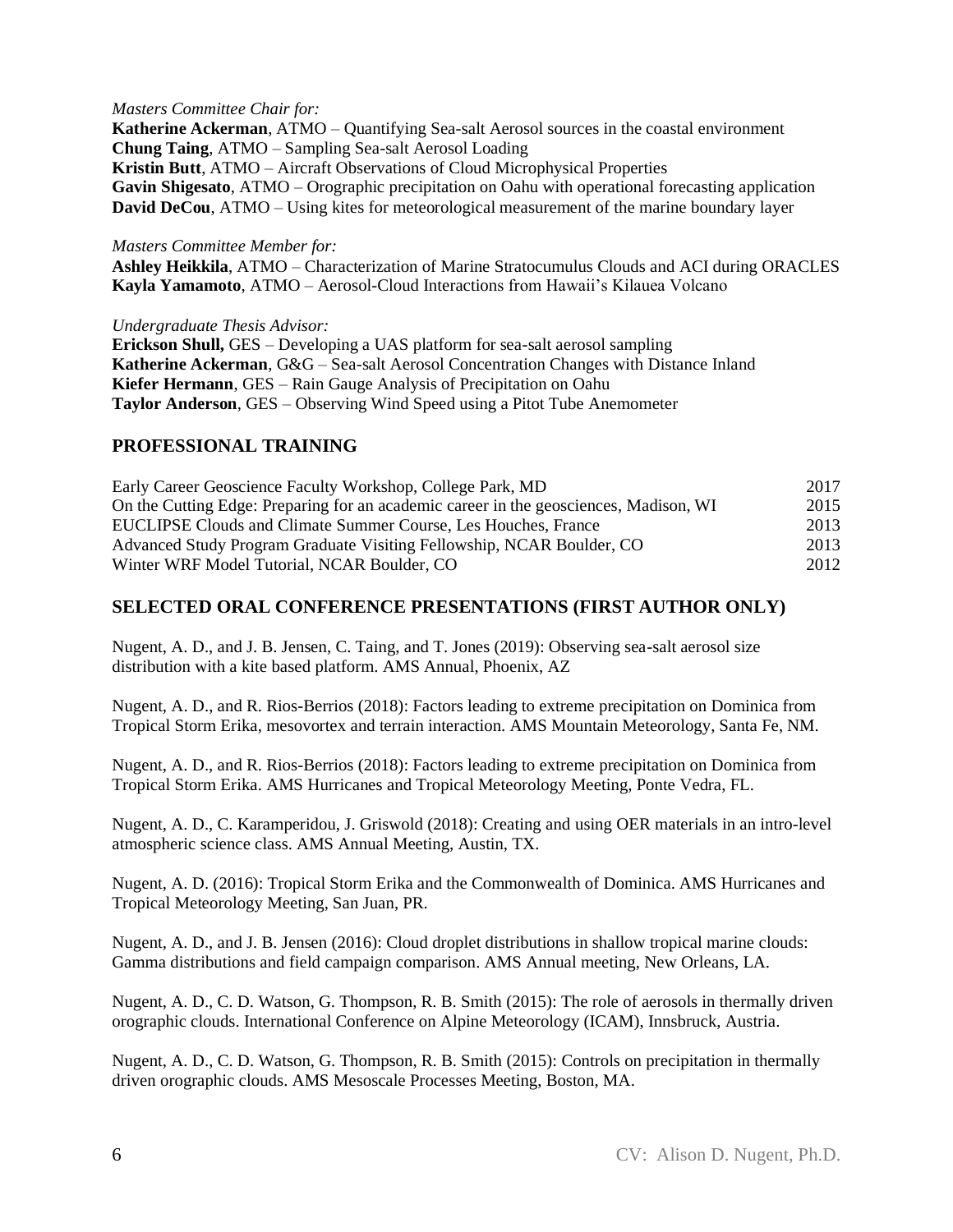*Masters Committee Chair for:*

**Katherine Ackerman**, ATMO – Quantifying Sea-salt Aerosol sources in the coastal environment
**Chung Taing**, ATMO – Sampling Sea-salt Aerosol Loading
**Kristin Butt**, ATMO – Aircraft Observations of Cloud Microphysical Properties
**Gavin Shigesato**, ATMO – Orographic precipitation on Oahu with operational forecasting application
**David DeCou**, ATMO – Using kites for meteorological measurement of the marine boundary layer

*Masters Committee Member for:*

**Ashley Heikkila**, ATMO – Characterization of Marine Stratocumulus Clouds and ACI during ORACLES
**Kayla Yamamoto**, ATMO – Aerosol-Cloud Interactions from Hawaii's Kilauea Volcano

*Undergraduate Thesis Advisor:*

**Erickson Shull,** GES – Developing a UAS platform for sea-salt aerosol sampling
**Katherine Ackerman**, G&G – Sea-salt Aerosol Concentration Changes with Distance Inland
**Kiefer Hermann**, GES – Rain Gauge Analysis of Precipitation on Oahu
**Taylor Anderson**, GES – Observing Wind Speed using a Pitot Tube Anemometer

## PROFESSIONAL TRAINING

| | |
|---|---|
| Early Career Geoscience Faculty Workshop, College Park, MD | 2017 |
| On the Cutting Edge: Preparing for an academic career in the geosciences, Madison, WI | 2015 |
| EUCLIPSE Clouds and Climate Summer Course, Les Houches, France | 2013 |
| Advanced Study Program Graduate Visiting Fellowship, NCAR Boulder, CO | 2013 |
| Winter WRF Model Tutorial, NCAR Boulder, CO | 2012 |

## SELECTED ORAL CONFERENCE PRESENTATIONS (FIRST AUTHOR ONLY)

Nugent, A. D., and J. B. Jensen, C. Taing, and T. Jones (2019): Observing sea-salt aerosol size distribution with a kite based platform. AMS Annual, Phoenix, AZ

Nugent, A. D., and R. Rios-Berrios (2018): Factors leading to extreme precipitation on Dominica from Tropical Storm Erika, mesovortex and terrain interaction. AMS Mountain Meteorology, Santa Fe, NM.

Nugent, A. D., and R. Rios-Berrios (2018): Factors leading to extreme precipitation on Dominica from Tropical Storm Erika. AMS Hurricanes and Tropical Meteorology Meeting, Ponte Vedra, FL.

Nugent, A. D., C. Karamperidou, J. Griswold (2018): Creating and using OER materials in an intro-level atmospheric science class. AMS Annual Meeting, Austin, TX.

Nugent, A. D. (2016): Tropical Storm Erika and the Commonwealth of Dominica. AMS Hurricanes and Tropical Meteorology Meeting, San Juan, PR.

Nugent, A. D., and J. B. Jensen (2016): Cloud droplet distributions in shallow tropical marine clouds: Gamma distributions and field campaign comparison. AMS Annual meeting, New Orleans, LA.

Nugent, A. D., C. D. Watson, G. Thompson, R. B. Smith (2015): The role of aerosols in thermally driven orographic clouds. International Conference on Alpine Meteorology (ICAM), Innsbruck, Austria.

Nugent, A. D., C. D. Watson, G. Thompson, R. B. Smith (2015): Controls on precipitation in thermally driven orographic clouds. AMS Mesoscale Processes Meeting, Boston, MA.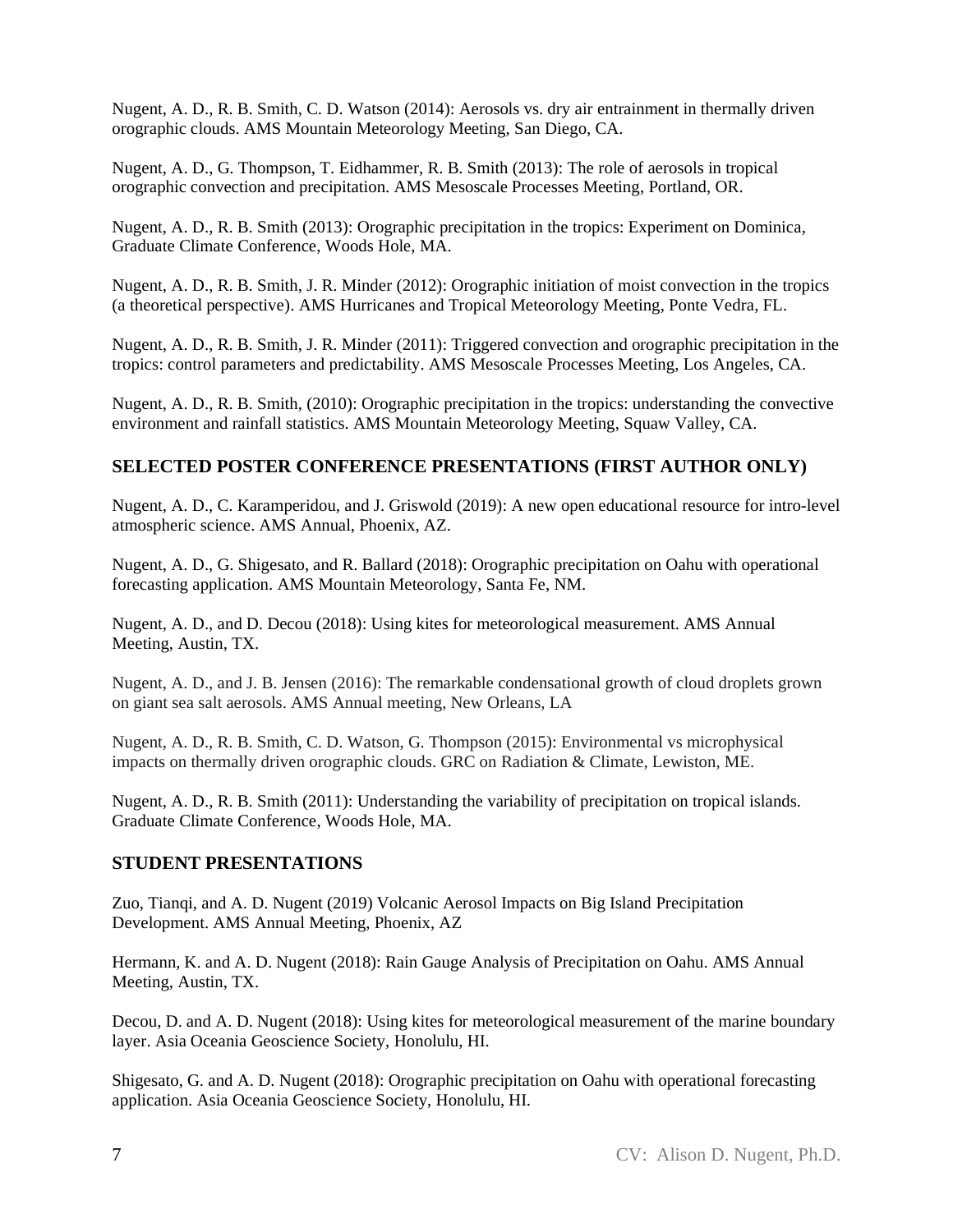Nugent, A. D., R. B. Smith, C. D. Watson (2014): Aerosols vs. dry air entrainment in thermally driven orographic clouds. AMS Mountain Meteorology Meeting, San Diego, CA.

Nugent, A. D., G. Thompson, T. Eidhammer, R. B. Smith (2013): The role of aerosols in tropical orographic convection and precipitation. AMS Mesoscale Processes Meeting, Portland, OR.

Nugent, A. D., R. B. Smith (2013): Orographic precipitation in the tropics: Experiment on Dominica, Graduate Climate Conference, Woods Hole, MA.

Nugent, A. D., R. B. Smith, J. R. Minder (2012): Orographic initiation of moist convection in the tropics (a theoretical perspective). AMS Hurricanes and Tropical Meteorology Meeting, Ponte Vedra, FL.

Nugent, A. D., R. B. Smith, J. R. Minder (2011): Triggered convection and orographic precipitation in the tropics: control parameters and predictability. AMS Mesoscale Processes Meeting, Los Angeles, CA.

Nugent, A. D., R. B. Smith, (2010): Orographic precipitation in the tropics: understanding the convective environment and rainfall statistics. AMS Mountain Meteorology Meeting, Squaw Valley, CA.

## SELECTED POSTER CONFERENCE PRESENTATIONS (FIRST AUTHOR ONLY)

Nugent, A. D., C. Karamperidou, and J. Griswold (2019): A new open educational resource for intro-level atmospheric science. AMS Annual, Phoenix, AZ.

Nugent, A. D., G. Shigesato, and R. Ballard (2018): Orographic precipitation on Oahu with operational forecasting application. AMS Mountain Meteorology, Santa Fe, NM.

Nugent, A. D., and D. Decou (2018): Using kites for meteorological measurement. AMS Annual Meeting, Austin, TX.

Nugent, A. D., and J. B. Jensen (2016): The remarkable condensational growth of cloud droplets grown on giant sea salt aerosols. AMS Annual meeting, New Orleans, LA

Nugent, A. D., R. B. Smith, C. D. Watson, G. Thompson (2015): Environmental vs microphysical impacts on thermally driven orographic clouds. GRC on Radiation & Climate, Lewiston, ME.

Nugent, A. D., R. B. Smith (2011): Understanding the variability of precipitation on tropical islands. Graduate Climate Conference, Woods Hole, MA.

## STUDENT PRESENTATIONS

Zuo, Tianqi, and A. D. Nugent (2019) Volcanic Aerosol Impacts on Big Island Precipitation Development. AMS Annual Meeting, Phoenix, AZ

Hermann, K. and A. D. Nugent (2018): Rain Gauge Analysis of Precipitation on Oahu. AMS Annual Meeting, Austin, TX.

Decou, D. and A. D. Nugent (2018): Using kites for meteorological measurement of the marine boundary layer. Asia Oceania Geoscience Society, Honolulu, HI.

Shigesato, G. and A. D. Nugent (2018): Orographic precipitation on Oahu with operational forecasting application. Asia Oceania Geoscience Society, Honolulu, HI.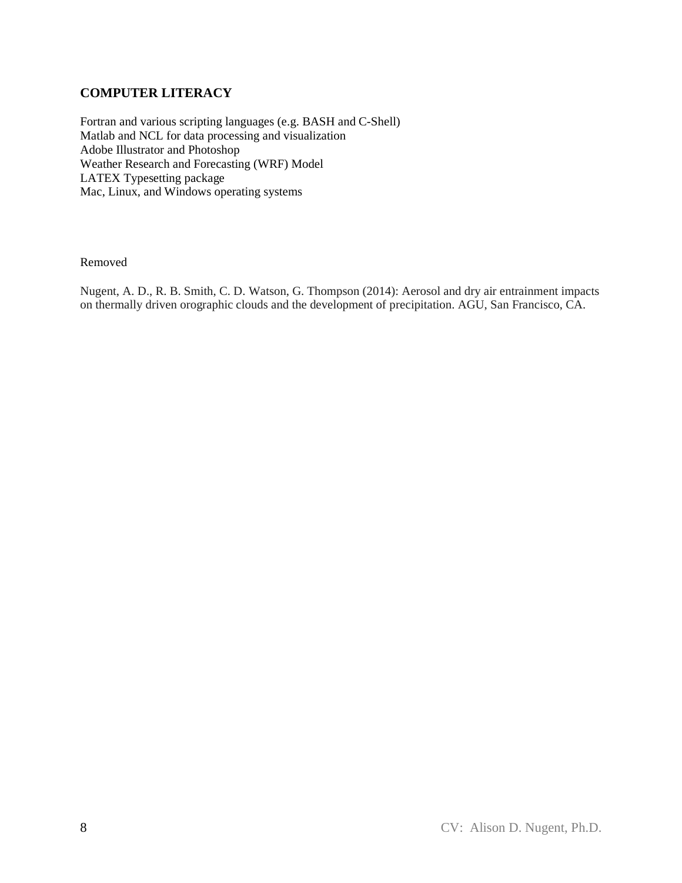## COMPUTER LITERACY

Fortran and various scripting languages (e.g. BASH and C-Shell)
Matlab and NCL for data processing and visualization
Adobe Illustrator and Photoshop
Weather Research and Forecasting (WRF) Model
LATEX Typesetting package
Mac, Linux, and Windows operating systems

Removed

Nugent, A. D., R. B. Smith, C. D. Watson, G. Thompson (2014): Aerosol and dry air entrainment impacts on thermally driven orographic clouds and the development of precipitation. AGU, San Francisco, CA.